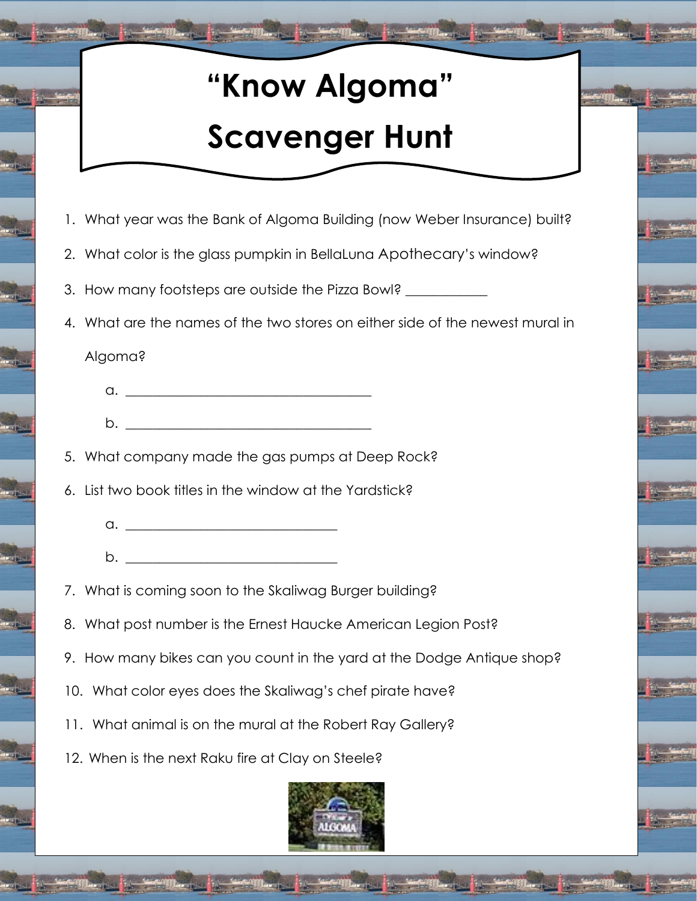# "Know Algoma" Scavenger Hunt

1. What year was the Bank of Algoma Building (now Weber Insurance) built?
2. What color is the glass pumpkin in BellaLuna Apothecary's window?
3. How many footsteps are outside the Pizza Bowl? ___________
4. What are the names of the two stores on either side of the newest mural in Algoma?
    a. ___________________________________
    b. ___________________________________
5. What company made the gas pumps at Deep Rock?
6. List two book titles in the window at the Yardstick?
    a. ______________________________
    b. ______________________________
7. What is coming soon to the Skaliwag Burger building?
8. What post number is the Ernest Haucke American Legion Post?
9. How many bikes can you count in the yard at the Dodge Antique shop?
10. What color eyes does the Skaliwag's chef pirate have?
11. What animal is on the mural at the Robert Ray Gallery?
12. When is the next Raku fire at Clay on Steele?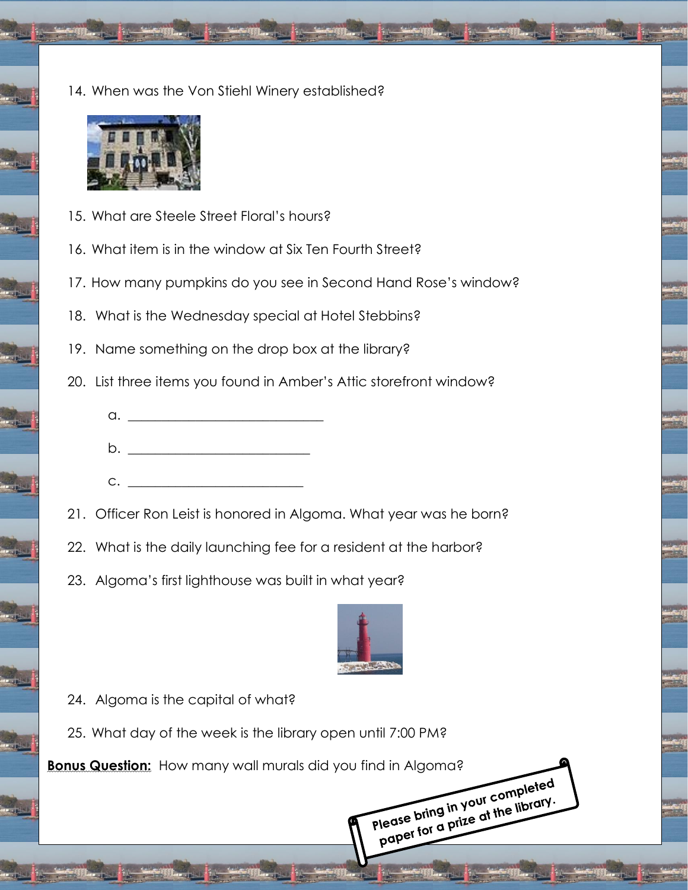14. When was the Von Stiehl Winery established?

15. What are Steele Street Floral's hours?

16. What item is in the window at Six Ten Fourth Street?

17. How many pumpkins do you see in Second Hand Rose's window?

18. What is the Wednesday special at Hotel Stebbins?

19. Name something on the drop box at the library?

20. List three items you found in Amber's Attic storefront window?

    a. ______________________________

    b. ____________________________

    c. ___________________________

21. Officer Ron Leist is honored in Algoma. What year was he born?

22. What is the daily launching fee for a resident at the harbor?

23. Algoma's first lighthouse was built in what year?

24. Algoma is the capital of what?

25. What day of the week is the library open until 7:00 PM?

**Bonus Question:** How many wall murals did you find in Algoma?

**Please bring in your completed paper for a prize at the library.**